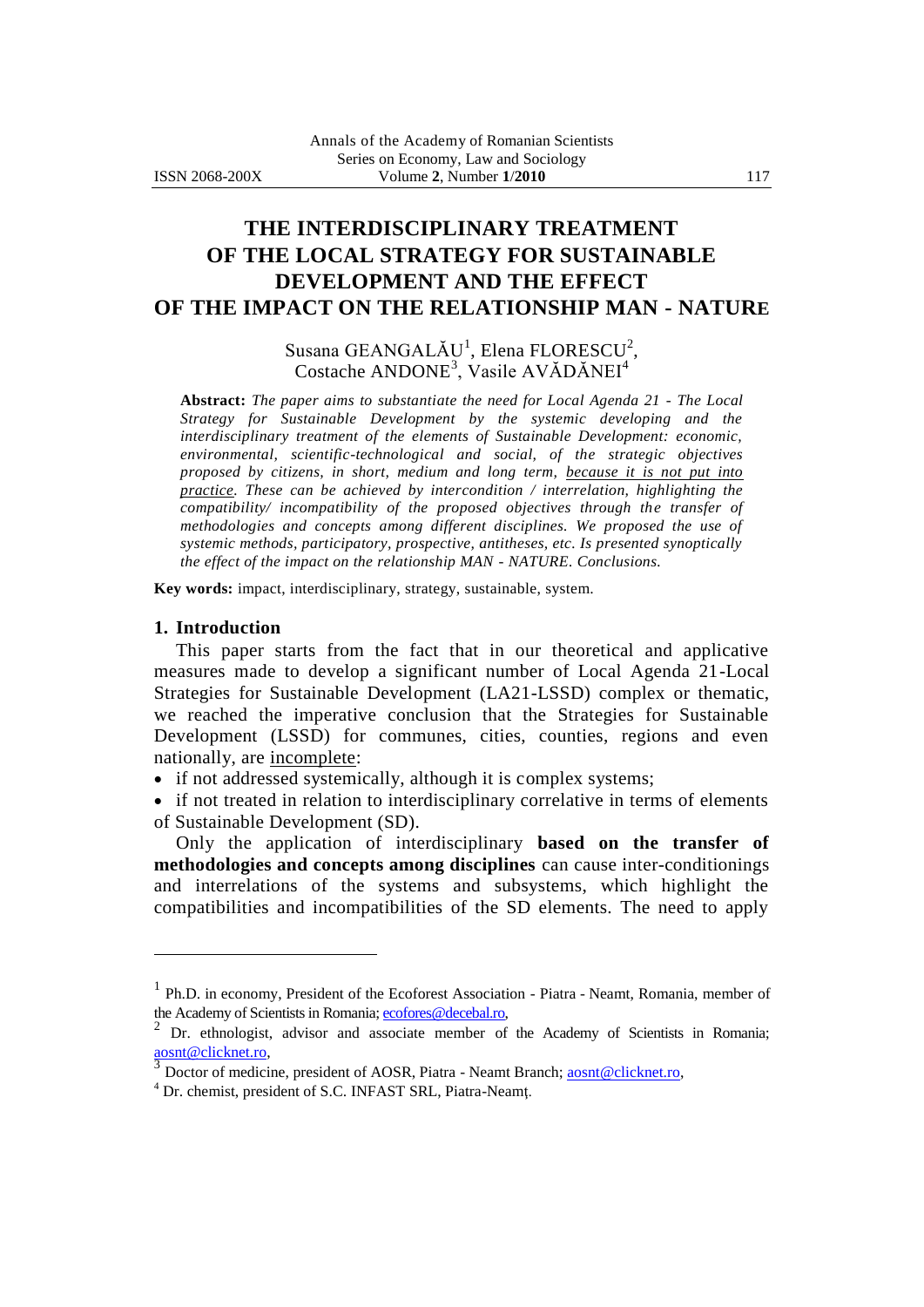# THE INTERDISCIPLINARY TREATMENT OF THE LOCAL STRATEGY FOR SUSTAINABLE DEVELOPMENT AND THE EFFECT OF THE IMPACT ON THE RELATIONSHIP MAN - NATURE

Susana GEANGALĂU[1], Elena FLORESCU[2], Costache ANDONE[3], Vasile AVĂDĂNEI[4]

**Abstract:** *The paper aims to substantiate the need for Local Agenda 21 - The Local Strategy for Sustainable Development by the systemic developing and the interdisciplinary treatment of the elements of Sustainable Development: economic, environmental, scientific-technological and social, of the strategic objectives proposed by citizens, in short, medium and long term, <u>because it is not put into practice</u>. These can be achieved by intercondition / interrelation, highlighting the compatibility/ incompatibility of the proposed objectives through the transfer of methodologies and concepts among different disciplines. We proposed the use of systemic methods, participatory, prospective, antitheses, etc. Is presented synoptically the effect of the impact on the relationship MAN - NATURE. Conclusions.*

**Key words:** impact, interdisciplinary, strategy, sustainable, system.

## 1. Introduction

This paper starts from the fact that in our theoretical and applicative measures made to develop a significant number of Local Agenda 21-Local Strategies for Sustainable Development (LA21-LSSD) complex or thematic, we reached the imperative conclusion that the Strategies for Sustainable Development (LSSD) for communes, cities, counties, regions and even nationally, are <u>incomplete</u>:

- if not addressed systemically, although it is complex systems;
- if not treated in relation to interdisciplinary correlative in terms of elements of Sustainable Development (SD).

Only the application of interdisciplinary **based on the transfer of methodologies and concepts among disciplines** can cause inter-conditionings and interrelations of the systems and subsystems, which highlight the compatibilities and incompatibilities of the SD elements. The need to apply

---

[1] Ph.D. in economy, President of the Ecoforest Association - Piatra - Neamt, Romania, member of the Academy of Scientists in Romania; ecofores@decebal.ro,

[2] Dr. ethnologist, advisor and associate member of the Academy of Scientists in Romania; aosnt@clicknet.ro,

[3] Doctor of medicine, president of AOSR, Piatra - Neamt Branch; aosnt@clicknet.ro,

[4] Dr. chemist, president of S.C. INFAST SRL, Piatra-Neamț.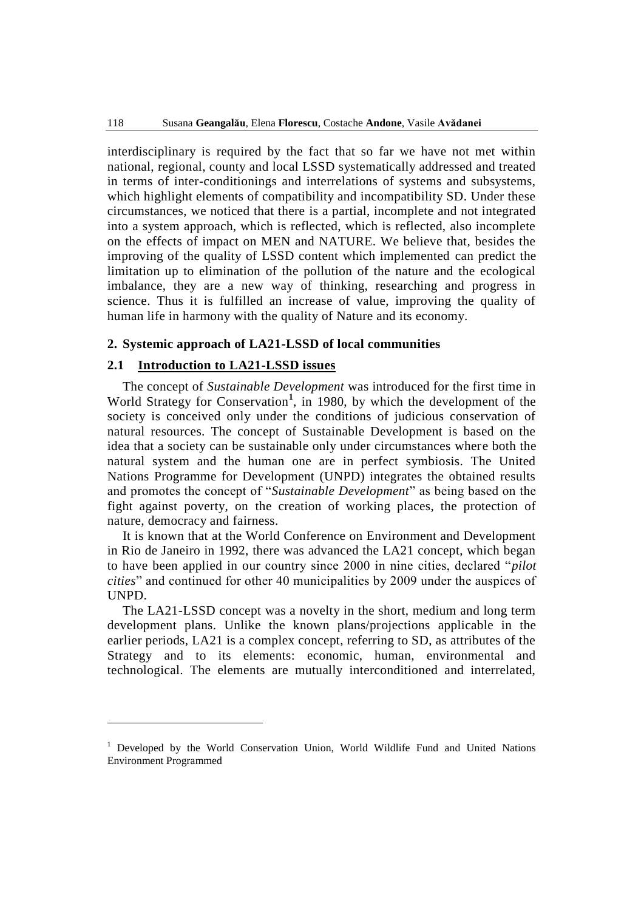interdisciplinary is required by the fact that so far we have not met within national, regional, county and local LSSD systematically addressed and treated in terms of inter-conditionings and interrelations of systems and subsystems, which highlight elements of compatibility and incompatibility SD. Under these circumstances, we noticed that there is a partial, incomplete and not integrated into a system approach, which is reflected, which is reflected, also incomplete on the effects of impact on MEN and NATURE. We believe that, besides the improving of the quality of LSSD content which implemented can predict the limitation up to elimination of the pollution of the nature and the ecological imbalance, they are a new way of thinking, researching and progress in science. Thus it is fulfilled an increase of value, improving the quality of human life in harmony with the quality of Nature and its economy.

## 2. Systemic approach of LA21-LSSD of local communities

### 2.1 Introduction to LA21-LSSD issues

The concept of *Sustainable Development* was introduced for the first time in World Strategy for Conservation[1], in 1980, by which the development of the society is conceived only under the conditions of judicious conservation of natural resources. The concept of Sustainable Development is based on the idea that a society can be sustainable only under circumstances where both the natural system and the human one are in perfect symbiosis. The United Nations Programme for Development (UNPD) integrates the obtained results and promotes the concept of "*Sustainable Development*" as being based on the fight against poverty, on the creation of working places, the protection of nature, democracy and fairness.

It is known that at the World Conference on Environment and Development in Rio de Janeiro in 1992, there was advanced the LA21 concept, which began to have been applied in our country since 2000 in nine cities, declared "*pilot cities*" and continued for other 40 municipalities by 2009 under the auspices of UNPD.

The LA21-LSSD concept was a novelty in the short, medium and long term development plans. Unlike the known plans/projections applicable in the earlier periods, LA21 is a complex concept, referring to SD, as attributes of the Strategy and to its elements: economic, human, environmental and technological. The elements are mutually interconditioned and interrelated,

---

[1] Developed by the World Conservation Union, World Wildlife Fund and United Nations Environment Programmed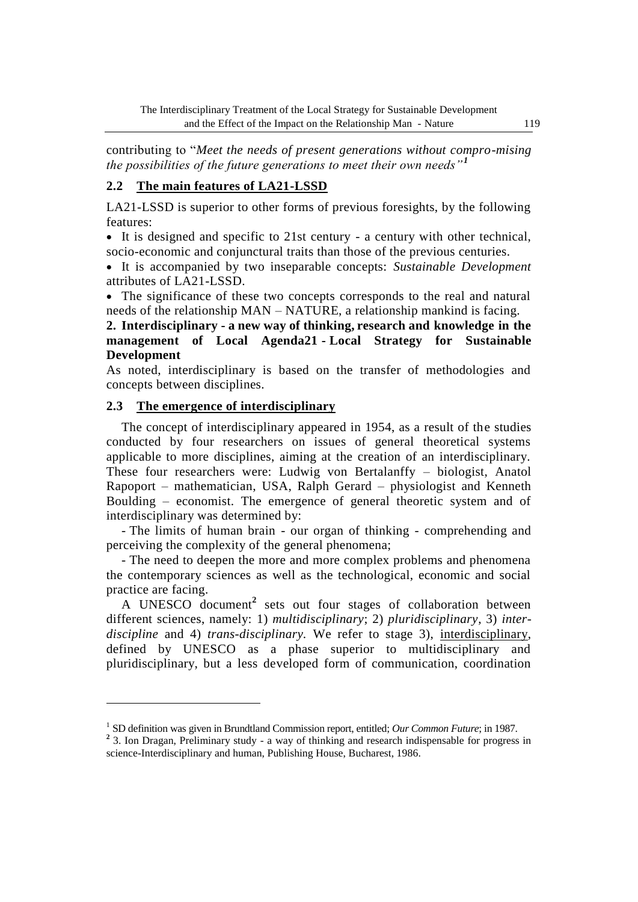contributing to "*Meet the needs of present generations without compro-mising the possibilities of the future generations to meet their own needs"*[1]

## 2.2 The main features of LA21-LSSD

LA21-LSSD is superior to other forms of previous foresights, by the following features:

- It is designed and specific to 21st century - a century with other technical, socio-economic and conjunctural traits than those of the previous centuries.
- It is accompanied by two inseparable concepts: *Sustainable Development* attributes of LA21-LSSD.
- The significance of these two concepts corresponds to the real and natural needs of the relationship MAN – NATURE, a relationship mankind is facing.

## 2. Interdisciplinary - a new way of thinking, research and knowledge in the management of Local Agenda21 - Local Strategy for Sustainable Development

As noted, interdisciplinary is based on the transfer of methodologies and concepts between disciplines.

## 2.3 The emergence of interdisciplinary

The concept of interdisciplinary appeared in 1954, as a result of the studies conducted by four researchers on issues of general theoretical systems applicable to more disciplines, aiming at the creation of an interdisciplinary. These four researchers were: Ludwig von Bertalanffy – biologist, Anatol Rapoport – mathematician, USA, Ralph Gerard – physiologist and Kenneth Boulding – economist. The emergence of general theoretic system and of interdisciplinary was determined by:

- The limits of human brain - our organ of thinking - comprehending and perceiving the complexity of the general phenomena;

- The need to deepen the more and more complex problems and phenomena the contemporary sciences as well as the technological, economic and social practice are facing.

A UNESCO document[2] sets out four stages of collaboration between different sciences, namely: 1) *multidisciplinary*; 2) *pluridisciplinary*, 3) *inter-discipline* and 4) *trans-disciplinary.* We refer to stage 3), interdisciplinary, defined by UNESCO as a phase superior to multidisciplinary and pluridisciplinary, but a less developed form of communication, coordination

---

[1] SD definition was given in Brundtland Commission report, entitled; *Our Common Future*; in 1987.

[2] 3. Ion Dragan, Preliminary study - a way of thinking and research indispensable for progress in science-Interdisciplinary and human, Publishing House, Bucharest, 1986.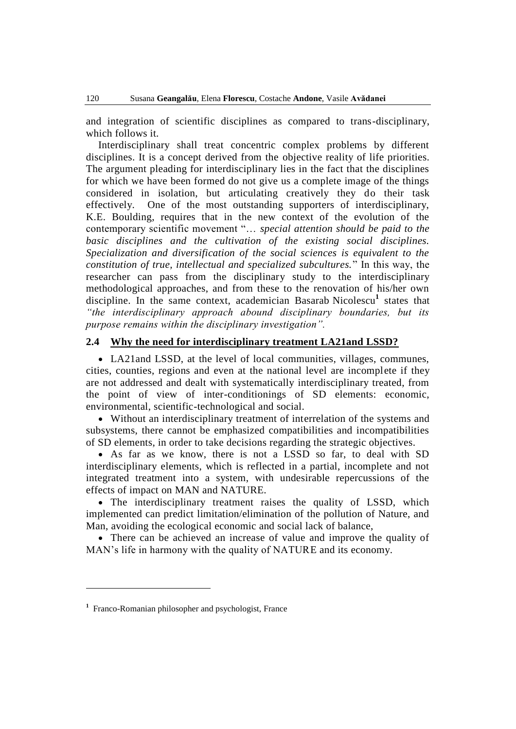and integration of scientific disciplines as compared to trans-disciplinary, which follows it.

Interdisciplinary shall treat concentric complex problems by different disciplines. It is a concept derived from the objective reality of life priorities. The argument pleading for interdisciplinary lies in the fact that the disciplines for which we have been formed do not give us a complete image of the things considered in isolation, but articulating creatively they do their task effectively. One of the most outstanding supporters of interdisciplinary, K.E. Boulding, requires that in the new context of the evolution of the contemporary scientific movement "… *special attention should be paid to the basic disciplines and the cultivation of the existing social disciplines. Specialization and diversification of the social sciences is equivalent to the constitution of true, intellectual and specialized subcultures.*" In this way, the researcher can pass from the disciplinary study to the interdisciplinary methodological approaches, and from these to the renovation of his/her own discipline. In the same context, academician Basarab Nicolescu[1] states that *"the interdisciplinary approach abound disciplinary boundaries, but its purpose remains within the disciplinary investigation".*

### 2.4 Why the need for interdisciplinary treatment LA21and LSSD?

- LA21and LSSD, at the level of local communities, villages, communes, cities, counties, regions and even at the national level are incomplete if they are not addressed and dealt with systematically interdisciplinary treated, from the point of view of inter-conditionings of SD elements: economic, environmental, scientific-technological and social.
- Without an interdisciplinary treatment of interrelation of the systems and subsystems, there cannot be emphasized compatibilities and incompatibilities of SD elements, in order to take decisions regarding the strategic objectives.
- As far as we know, there is not a LSSD so far, to deal with SD interdisciplinary elements, which is reflected in a partial, incomplete and not integrated treatment into a system, with undesirable repercussions of the effects of impact on MAN and NATURE.
- The interdisciplinary treatment raises the quality of LSSD, which implemented can predict limitation/elimination of the pollution of Nature, and Man, avoiding the ecological economic and social lack of balance,
- There can be achieved an increase of value and improve the quality of MAN's life in harmony with the quality of NATURE and its economy.

---

[1] Franco-Romanian philosopher and psychologist, France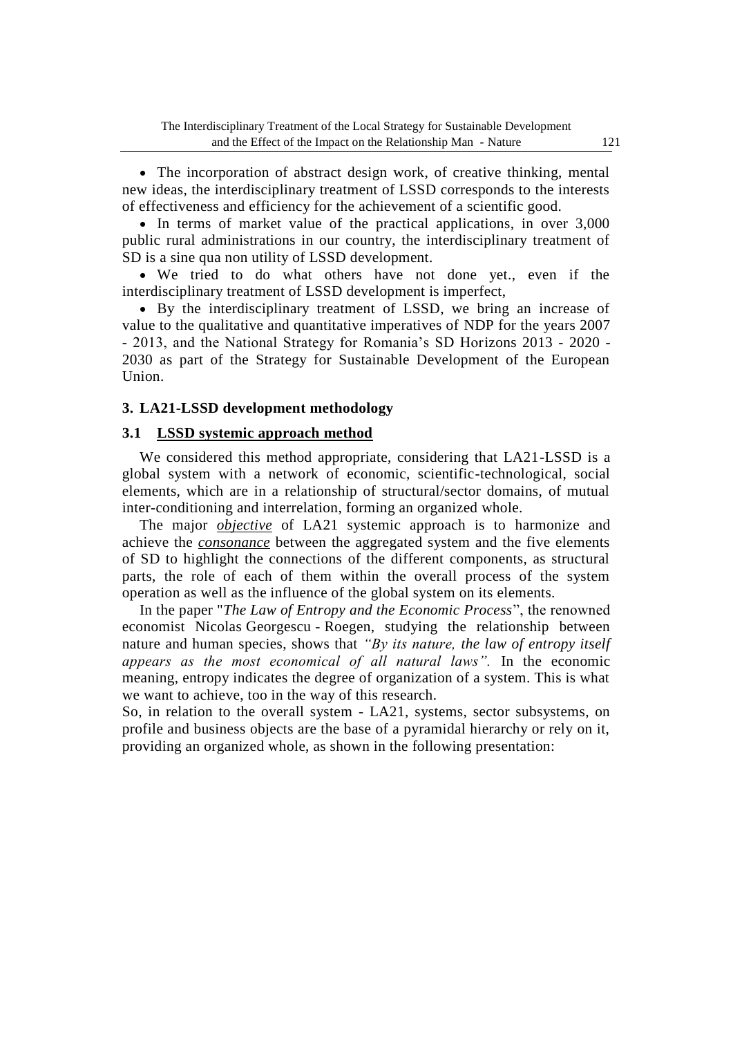- The incorporation of abstract design work, of creative thinking, mental new ideas, the interdisciplinary treatment of LSSD corresponds to the interests of effectiveness and efficiency for the achievement of a scientific good.
- In terms of market value of the practical applications, in over 3,000 public rural administrations in our country, the interdisciplinary treatment of SD is a sine qua non utility of LSSD development.
- We tried to do what others have not done yet., even if the interdisciplinary treatment of LSSD development is imperfect,
- By the interdisciplinary treatment of LSSD, we bring an increase of value to the qualitative and quantitative imperatives of NDP for the years 2007 - 2013, and the National Strategy for Romania's SD Horizons 2013 - 2020 - 2030 as part of the Strategy for Sustainable Development of the European Union.

## 3. LA21-LSSD development methodology

### 3.1 LSSD systemic approach method

We considered this method appropriate, considering that LA21-LSSD is a global system with a network of economic, scientific-technological, social elements, which are in a relationship of structural/sector domains, of mutual inter-conditioning and interrelation, forming an organized whole.

The major ***objective*** of LA21 systemic approach is to harmonize and achieve the ***consonance*** between the aggregated system and the five elements of SD to highlight the connections of the different components, as structural parts, the role of each of them within the overall process of the system operation as well as the influence of the global system on its elements.

In the paper "*The Law of Entropy and the Economic Process*", the renowned economist Nicolas Georgescu - Roegen, studying the relationship between nature and human species, shows that *"By its nature, the law of entropy itself appears as the most economical of all natural laws".* In the economic meaning, entropy indicates the degree of organization of a system. This is what we want to achieve, too in the way of this research.

So, in relation to the overall system - LA21, systems, sector subsystems, on profile and business objects are the base of a pyramidal hierarchy or rely on it, providing an organized whole, as shown in the following presentation: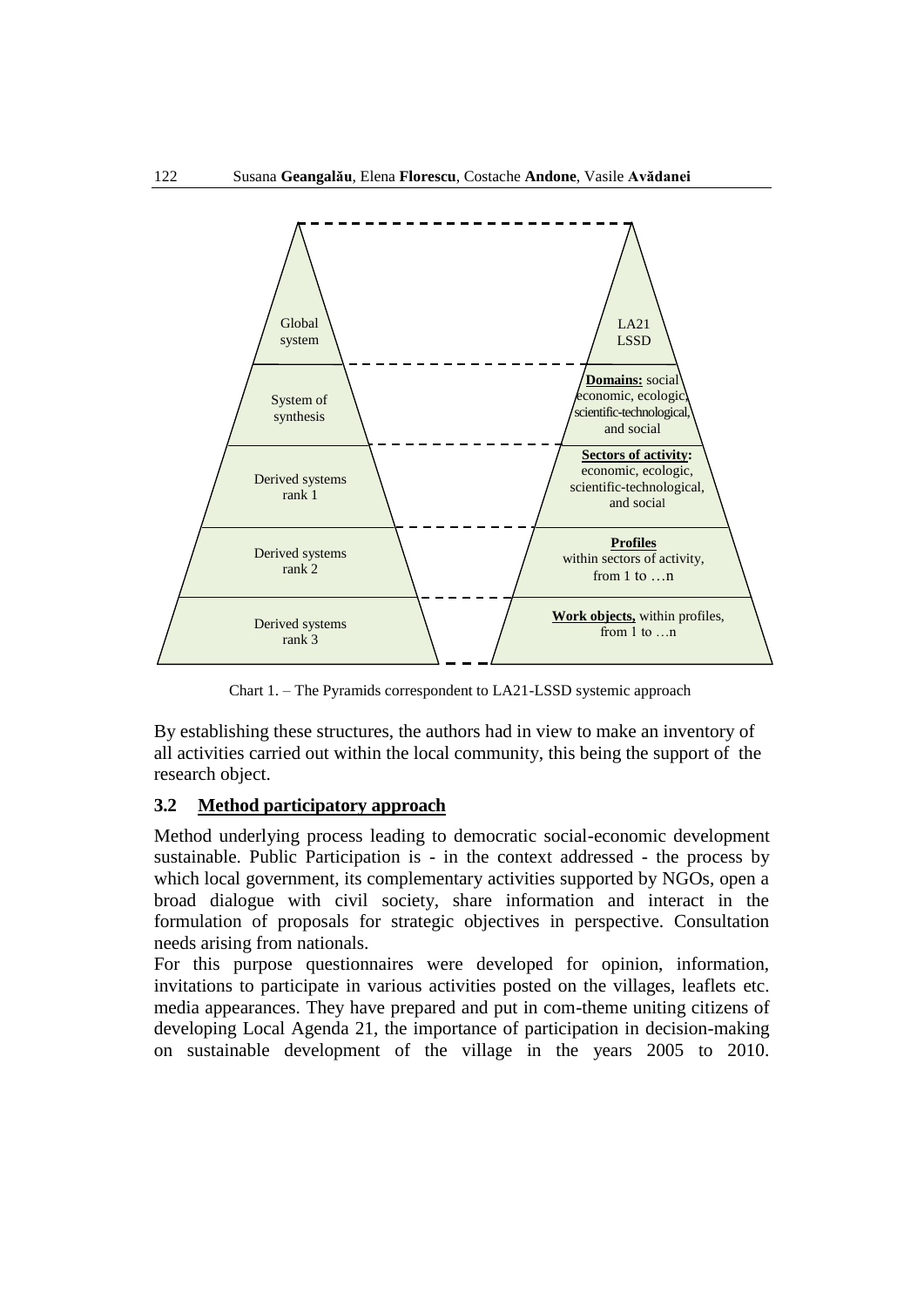| Global system | LA21 LSSD |
| --- | --- |
| System of synthesis | **Domains:** social economic, ecologic, scientific-technological, and social |
| Derived systems rank 1 | **Sectors of activity:** economic, ecologic, scientific-technological, and social |
| Derived systems rank 2 | **Profiles** within sectors of activity, from 1 to …n |
| Derived systems rank 3 | **Work objects,** within profiles, from 1 to …n |

Chart 1. – The Pyramids correspondent to LA21-LSSD systemic approach

By establishing these structures, the authors had in view to make an inventory of all activities carried out within the local community, this being the support of the research object.

### 3.2 Method participatory approach

Method underlying process leading to democratic social-economic development sustainable. Public Participation is - in the context addressed - the process by which local government, its complementary activities supported by NGOs, open a broad dialogue with civil society, share information and interact in the formulation of proposals for strategic objectives in perspective. Consultation needs arising from nationals.

For this purpose questionnaires were developed for opinion, information, invitations to participate in various activities posted on the villages, leaflets etc. media appearances. They have prepared and put in com-theme uniting citizens of developing Local Agenda 21, the importance of participation in decision-making on sustainable development of the village in the years 2005 to 2010.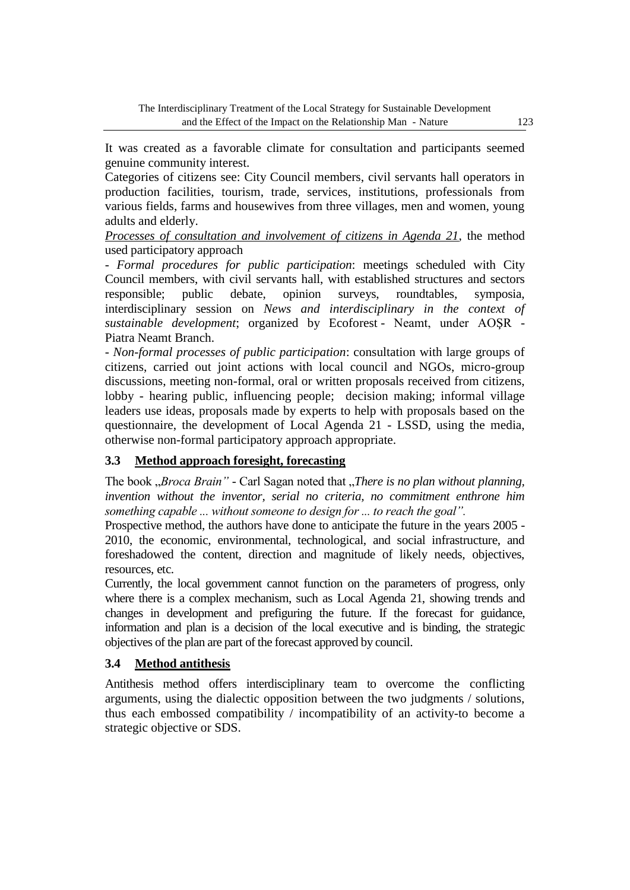It was created as a favorable climate for consultation and participants seemed genuine community interest.

Categories of citizens see: City Council members, civil servants hall operators in production facilities, tourism, trade, services, institutions, professionals from various fields, farms and housewives from three villages, men and women, young adults and elderly.

*Processes of consultation and involvement of citizens in Agenda 21*, the method used participatory approach

- *Formal procedures for public participation*: meetings scheduled with City Council members, with civil servants hall, with established structures and sectors responsible; public debate, opinion surveys, roundtables, symposia, interdisciplinary session on *News and interdisciplinary in the context of sustainable development*; organized by Ecoforest - Neamt, under AOŞR - Piatra Neamt Branch.

- *Non-formal processes of public participation*: consultation with large groups of citizens, carried out joint actions with local council and NGOs, micro-group discussions, meeting non-formal, oral or written proposals received from citizens, lobby - hearing public, influencing people; decision making; informal village leaders use ideas, proposals made by experts to help with proposals based on the questionnaire, the development of Local Agenda 21 - LSSD, using the media, otherwise non-formal participatory approach appropriate.

### 3.3 Method approach foresight, forecasting

The book „*Broca Brain"* - Carl Sagan noted that „*There is no plan without planning, invention without the inventor, serial no criteria, no commitment enthrone him something capable ... without someone to design for ... to reach the goal".*

Prospective method, the authors have done to anticipate the future in the years 2005 - 2010, the economic, environmental, technological, and social infrastructure, and foreshadowed the content, direction and magnitude of likely needs, objectives, resources, etc.

Currently, the local government cannot function on the parameters of progress, only where there is a complex mechanism, such as Local Agenda 21, showing trends and changes in development and prefiguring the future. If the forecast for guidance, information and plan is a decision of the local executive and is binding, the strategic objectives of the plan are part of the forecast approved by council.

### 3.4 Method antithesis

Antithesis method offers interdisciplinary team to overcome the conflicting arguments, using the dialectic opposition between the two judgments / solutions, thus each embossed compatibility / incompatibility of an activity-to become a strategic objective or SDS.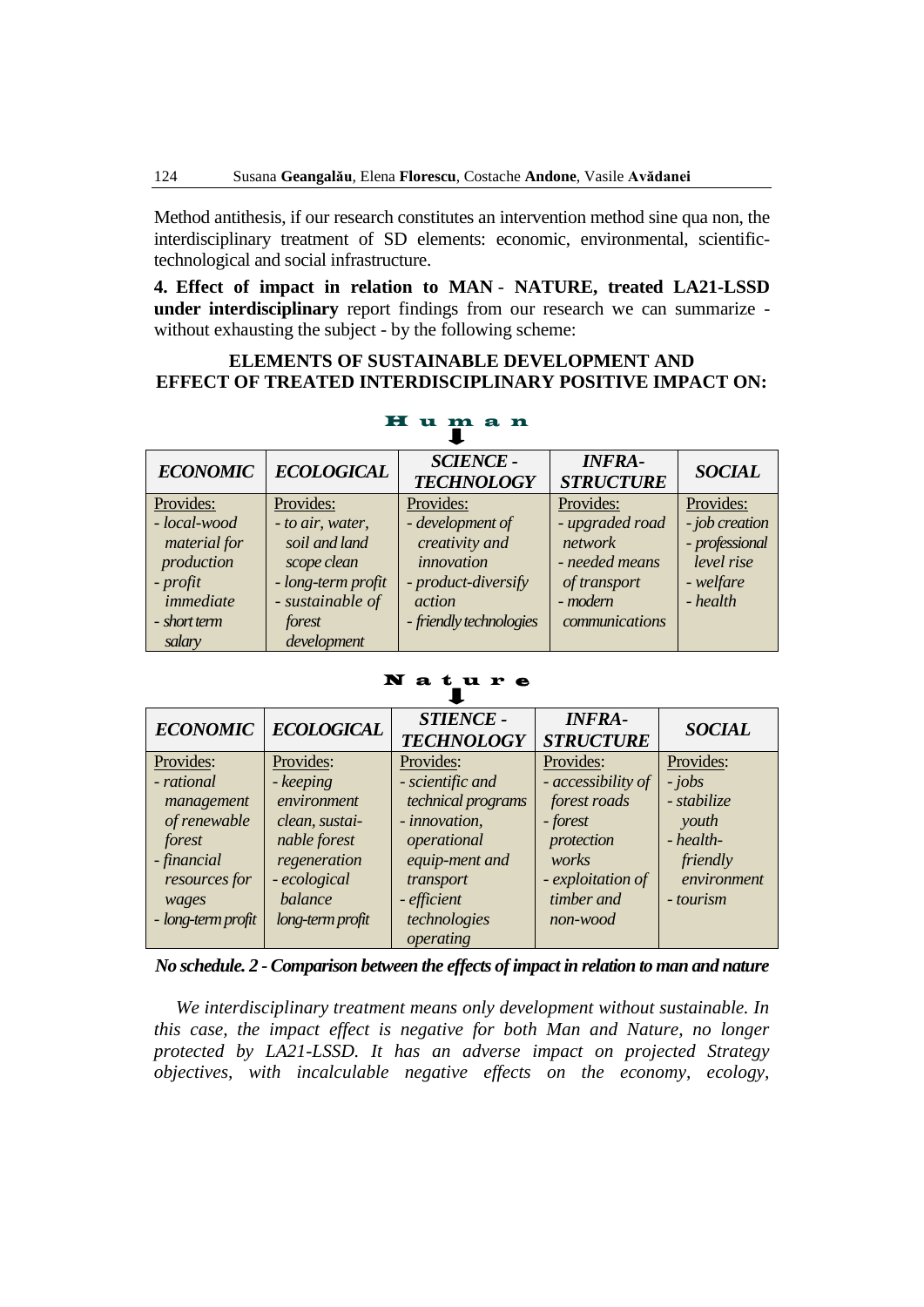Method antithesis, if our research constitutes an intervention method sine qua non, the interdisciplinary treatment of SD elements: economic, environmental, scientific-technological and social infrastructure.

**4. Effect of impact in relation to MAN - NATURE, treated LA21-LSSD under interdisciplinary** report findings from our research we can summarize - without exhausting the subject - by the following scheme:

**ELEMENTS OF SUSTAINABLE DEVELOPMENT AND EFFECT OF TREATED INTERDISCIPLINARY POSITIVE IMPACT ON:**

**H u m a n**

| *ECONOMIC* | *ECOLOGICAL* | *SCIENCE - TECHNOLOGY* | *INFRA-STRUCTURE* | *SOCIAL* |
|---|---|---|---|---|
| Provides:<br>*- local-wood material for production*<br>*- profit immediate*<br>*- short term salary* | Provides:<br>*- to air, water, soil and land scope clean*<br>*- long-term profit*<br>*- sustainable of forest development* | Provides:<br>*- development of creativity and innovation*<br>*- product-diversify action*<br>*- friendly technologies* | Provides:<br>*- upgraded road network*<br>*- needed means of transport*<br>*- modern communications* | Provides:<br>*- job creation*<br>*- professional level rise*<br>*- welfare*<br>*- health* |

**N a t u r e**

| *ECONOMIC* | *ECOLOGICAL* | *STIENCE - TECHNOLOGY* | *INFRA-STRUCTURE* | *SOCIAL* |
|---|---|---|---|---|
| Provides:<br>*- rational management of renewable forest*<br>*- financial resources for wages*<br>*- long-term profit* | Provides:<br>*- keeping environment clean, sustai-nable forest regeneration*<br>*- ecological balance long-term profit* | Provides:<br>*- scientific and technical programs*<br>*- innovation, operational equip-ment and transport*<br>*- efficient technologies operating* | Provides:<br>*- accessibility of forest roads*<br>*- forest protection works*<br>*- exploitation of timber and non-wood* | Provides:<br>*- jobs*<br>*- stabilize youth*<br>*- health-friendly environment*<br>*- tourism* |

***No schedule. 2 - Comparison between the effects of impact in relation to man and nature***

*We interdisciplinary treatment means only development without sustainable. In this case, the impact effect is negative for both Man and Nature, no longer protected by LA21-LSSD. It has an adverse impact on projected Strategy objectives, with incalculable negative effects on the economy, ecology,*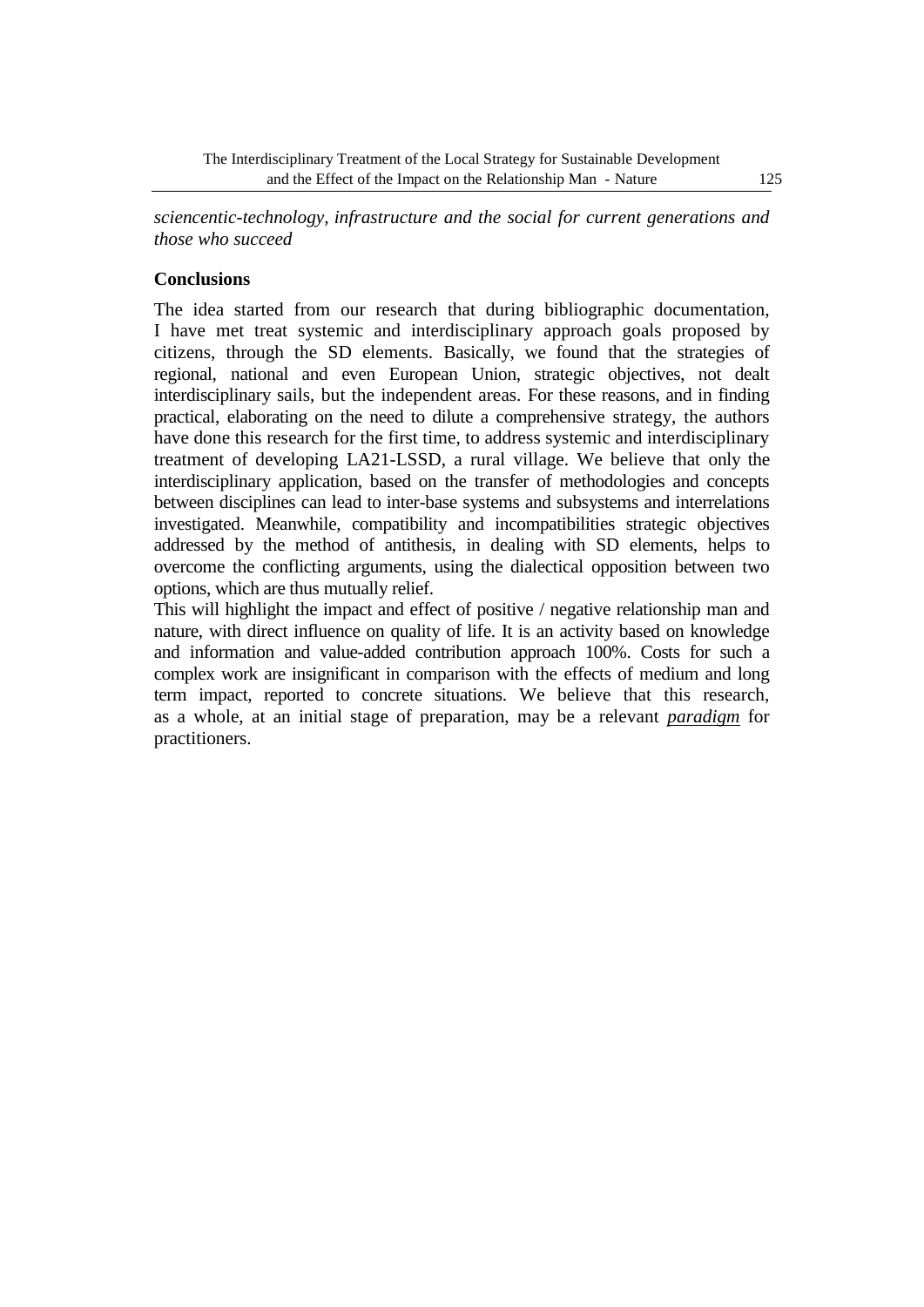*sciencentic-technology, infrastructure and the social for current generations and those who succeed*

## Conclusions

The idea started from our research that during bibliographic documentation, I have met treat systemic and interdisciplinary approach goals proposed by citizens, through the SD elements. Basically, we found that the strategies of regional, national and even European Union, strategic objectives, not dealt interdisciplinary sails, but the independent areas. For these reasons, and in finding practical, elaborating on the need to dilute a comprehensive strategy, the authors have done this research for the first time, to address systemic and interdisciplinary treatment of developing LA21-LSSD, a rural village. We believe that only the interdisciplinary application, based on the transfer of methodologies and concepts between disciplines can lead to inter-base systems and subsystems and interrelations investigated. Meanwhile, compatibility and incompatibilities strategic objectives addressed by the method of antithesis, in dealing with SD elements, helps to overcome the conflicting arguments, using the dialectical opposition between two options, which are thus mutually relief.

This will highlight the impact and effect of positive / negative relationship man and nature, with direct influence on quality of life. It is an activity based on knowledge and information and value-added contribution approach 100%. Costs for such a complex work are insignificant in comparison with the effects of medium and long term impact, reported to concrete situations. We believe that this research, as a whole, at an initial stage of preparation, may be a relevant ***paradigm*** for practitioners.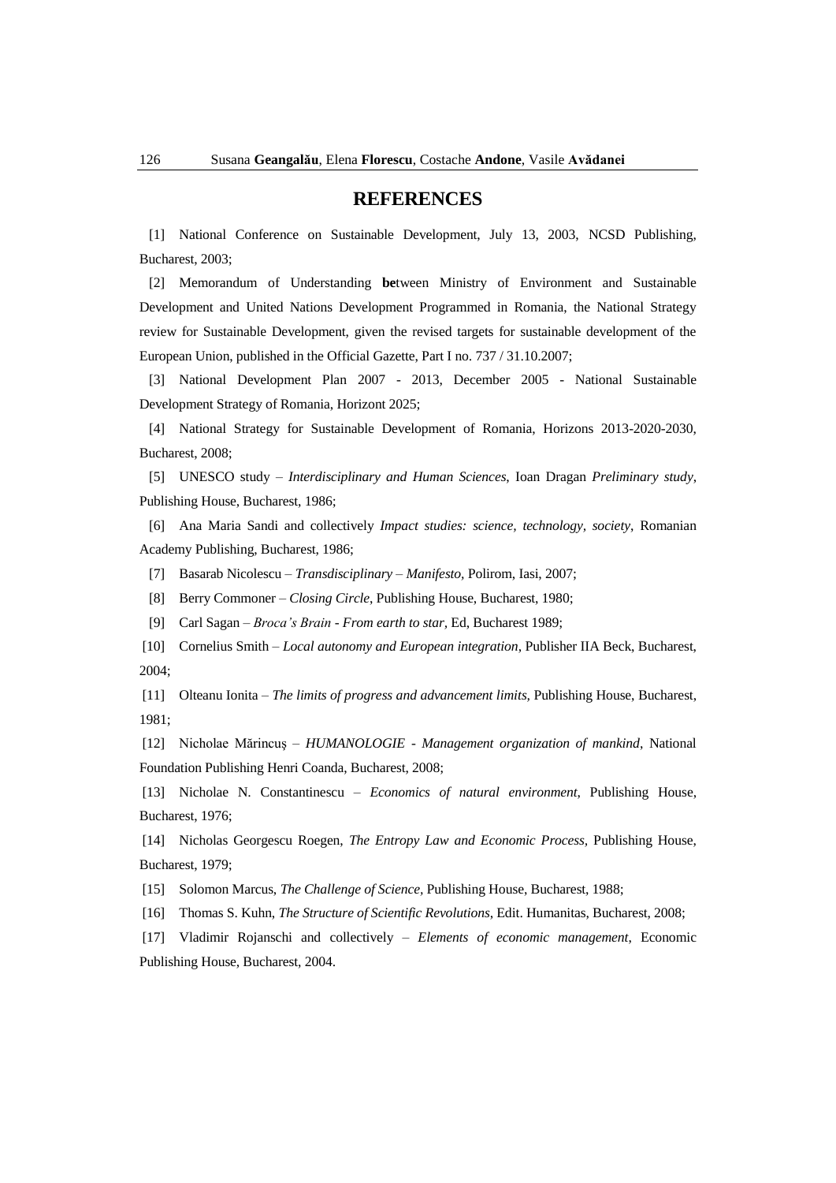## REFERENCES

[1] National Conference on Sustainable Development, July 13, 2003, NCSD Publishing, Bucharest, 2003;

[2] Memorandum of Understanding **be**tween Ministry of Environment and Sustainable Development and United Nations Development Programmed in Romania, the National Strategy review for Sustainable Development, given the revised targets for sustainable development of the European Union, published in the Official Gazette, Part I no. 737 / 31.10.2007;

[3] National Development Plan 2007 - 2013, December 2005 - National Sustainable Development Strategy of Romania, Horizont 2025;

[4] National Strategy for Sustainable Development of Romania, Horizons 2013-2020-2030, Bucharest, 2008;

[5] UNESCO study – *Interdisciplinary and Human Sciences,* Ioan Dragan *Preliminary study*, Publishing House, Bucharest, 1986;

[6] Ana Maria Sandi and collectively *Impact studies: science, technology, society*, Romanian Academy Publishing, Bucharest, 1986;

[7] Basarab Nicolescu – *Transdisciplinary – Manifesto,* Polirom, Iasi, 2007;

[8] Berry Commoner – *Closing Circle*, Publishing House, Bucharest, 1980;

[9] Carl Sagan – *Broca's Brain - From earth to star*, Ed, Bucharest 1989;

[10] Cornelius Smith – *Local autonomy and European integration*, Publisher IIA Beck, Bucharest, 2004;

[11] Olteanu Ionita – *The limits of progress and advancement limits,* Publishing House, Bucharest, 1981;

[12] Nicholae Mărincuş – *HUMANOLOGIE - Management organization of mankind*, National Foundation Publishing Henri Coanda, Bucharest, 2008;

[13] Nicholae N. Constantinescu – *Economics of natural environment*, Publishing House, Bucharest, 1976;

[14] Nicholas Georgescu Roegen, *The Entropy Law and Economic Process*, Publishing House, Bucharest, 1979;

[15] Solomon Marcus, *The Challenge of Science,* Publishing House, Bucharest, 1988;

[16] Thomas S. Kuhn, *The Structure of Scientific Revolutions*, Edit. Humanitas, Bucharest, 2008;

[17] Vladimir Rojanschi and collectively – *Elements of economic management*, Economic Publishing House, Bucharest, 2004.